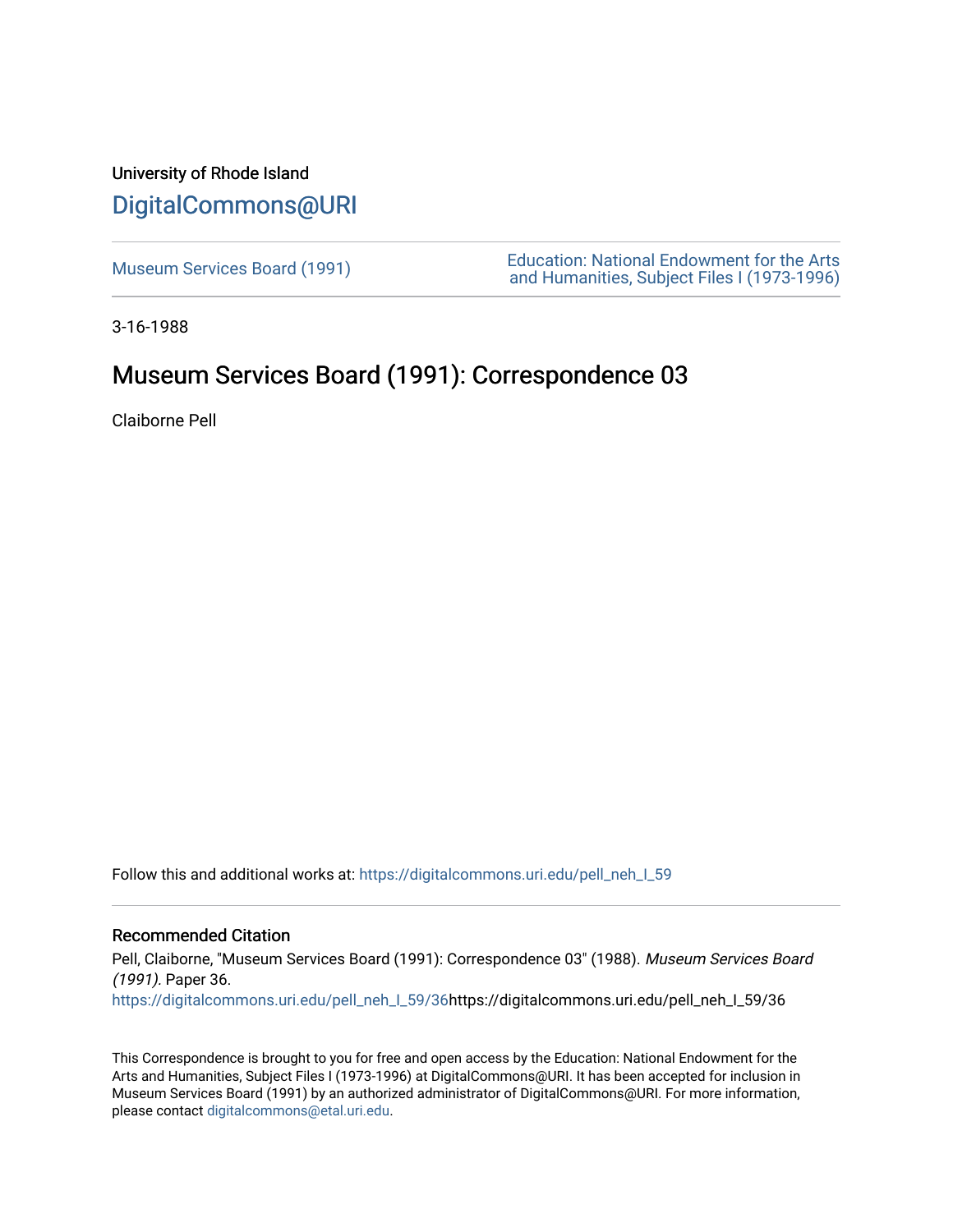University of Rhode Island

# DigitalCommons@URI

Museum Services Board (1991)

Education: National Endowment for the Arts and Humanities, Subject Files I (1973-1996)

3-16-1988

## Museum Services Board (1991): Correspondence 03

Claiborne Pell

Follow this and additional works at: https://digitalcommons.uri.edu/pell_neh_I_59

### Recommended Citation

Pell, Claiborne, "Museum Services Board (1991): Correspondence 03" (1988). *Museum Services Board (1991)*. Paper 36.
https://digitalcommons.uri.edu/pell_neh_I_59/36https://digitalcommons.uri.edu/pell_neh_I_59/36

This Correspondence is brought to you for free and open access by the Education: National Endowment for the Arts and Humanities, Subject Files I (1973-1996) at DigitalCommons@URI. It has been accepted for inclusion in Museum Services Board (1991) by an authorized administrator of DigitalCommons@URI. For more information, please contact digitalcommons@etal.uri.edu.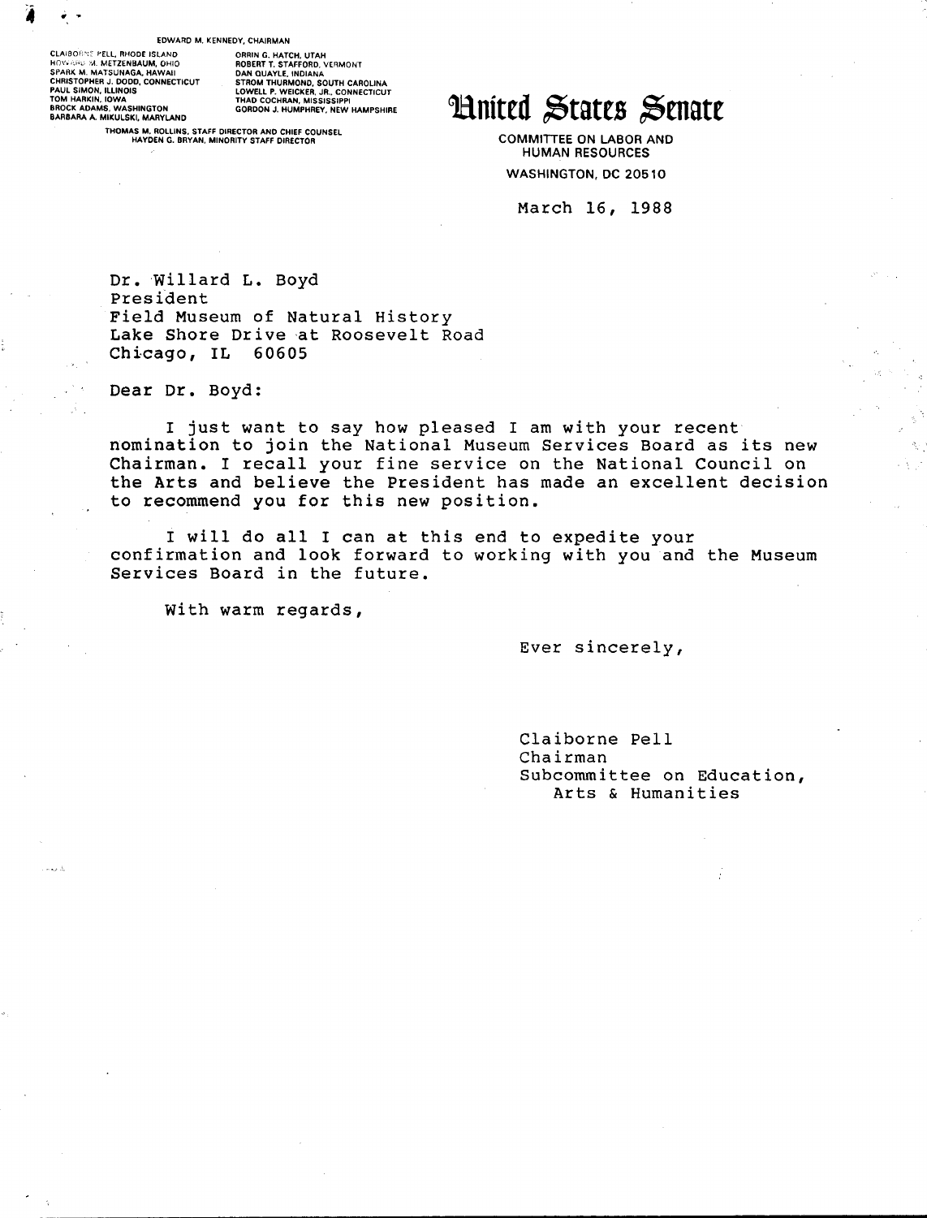EDWARD M. KENNEDY, CHAIRMAN

CLAIBORNE PELL, RHODE ISLAND
HOWARD M. METZENBAUM, OHIO
SPARK M. MATSUNAGA, HAWAII
CHRISTOPHER J. DODD, CONNECTICUT
PAUL SIMON, ILLINOIS
TOM HARKIN, IOWA
BROCK ADAMS, WASHINGTON
BARBARA A. MIKULSKI, MARYLAND

ORRIN G. HATCH, UTAH
ROBERT T. STAFFORD, VERMONT
DAN QUAYLE, INDIANA
STROM THURMOND, SOUTH CAROLINA
LOWELL P. WEICKER, JR., CONNECTICUT
THAD COCHRAN, MISSISSIPPI
GORDON J. HUMPHREY, NEW HAMPSHIRE

THOMAS M. ROLLINS, STAFF DIRECTOR AND CHIEF COUNSEL
HAYDEN G. BRYAN, MINORITY STAFF DIRECTOR

# United States Senate

COMMITTEE ON LABOR AND HUMAN RESOURCES
WASHINGTON, DC 20510

March 16, 1988

Dr. Willard L. Boyd
President
Field Museum of Natural History
Lake Shore Drive at Roosevelt Road
Chicago, IL 60605

Dear Dr. Boyd:

I just want to say how pleased I am with your recent nomination to join the National Museum Services Board as its new Chairman. I recall your fine service on the National Council on the Arts and believe the President has made an excellent decision to recommend you for this new position.

I will do all I can at this end to expedite your confirmation and look forward to working with you and the Museum Services Board in the future.

With warm regards,

Ever sincerely,

Claiborne Pell
Chairman
Subcommittee on Education,
Arts & Humanities